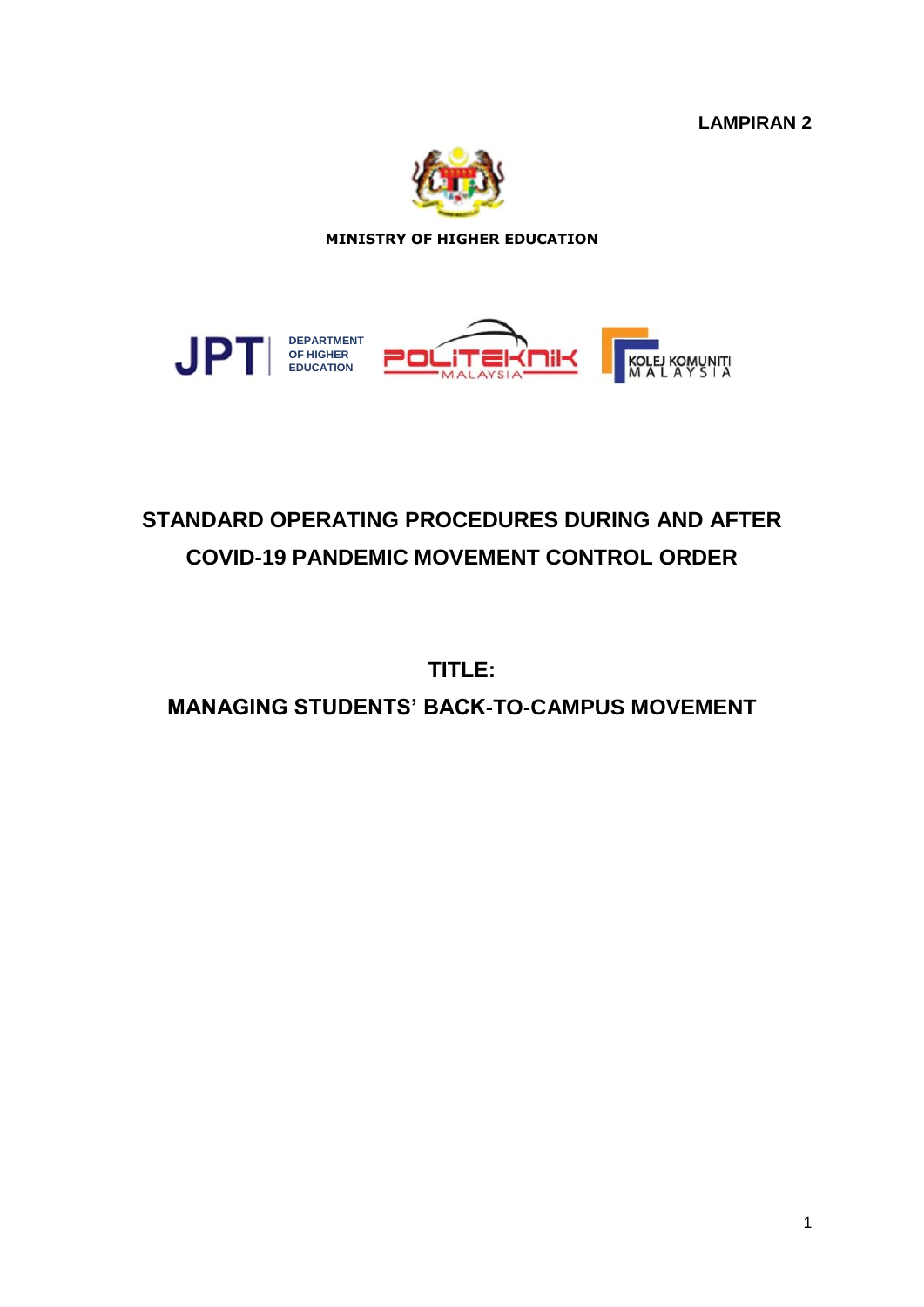**LAMPIRAN 2**

**MINISTRY OF HIGHER EDUCATION**

JPT | DEPARTMENT OF HIGHER EDUCATION

POLITEKNIK MALAYSIA

KOLEJ KOMUNITI MALAYSIA

# STANDARD OPERATING PROCEDURES DURING AND AFTER COVID-19 PANDEMIC MOVEMENT CONTROL ORDER

## TITLE:

## MANAGING STUDENTS' BACK-TO-CAMPUS MOVEMENT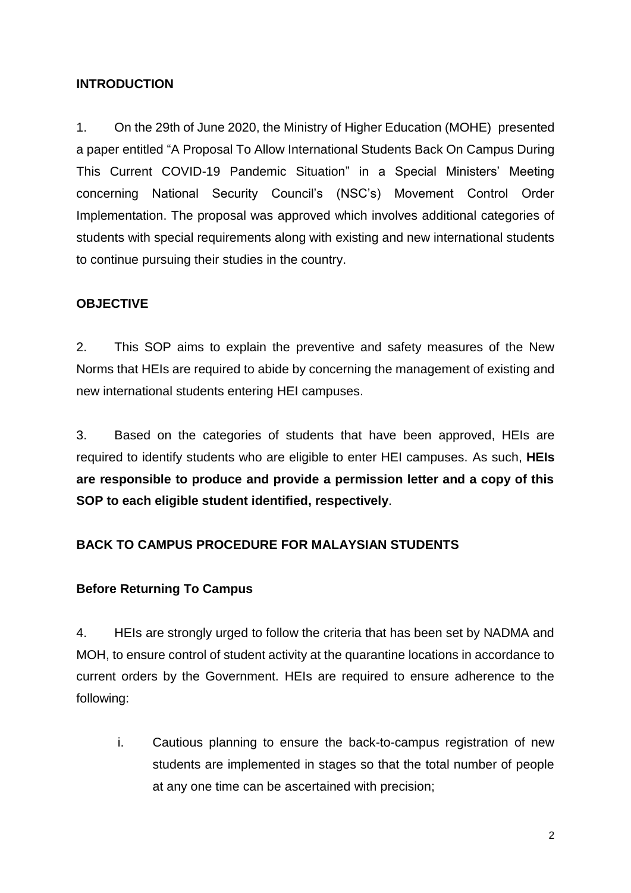**INTRODUCTION**

1. On the 29th of June 2020, the Ministry of Higher Education (MOHE) presented a paper entitled "A Proposal To Allow International Students Back On Campus During This Current COVID-19 Pandemic Situation" in a Special Ministers' Meeting concerning National Security Council's (NSC's) Movement Control Order Implementation. The proposal was approved which involves additional categories of students with special requirements along with existing and new international students to continue pursuing their studies in the country.

**OBJECTIVE**

2. This SOP aims to explain the preventive and safety measures of the New Norms that HEIs are required to abide by concerning the management of existing and new international students entering HEI campuses.

3. Based on the categories of students that have been approved, HEIs are required to identify students who are eligible to enter HEI campuses. As such, **HEIs are responsible to produce and provide a permission letter and a copy of this SOP to each eligible student identified, respectively**.

**BACK TO CAMPUS PROCEDURE FOR MALAYSIAN STUDENTS**

**Before Returning To Campus**

4. HEIs are strongly urged to follow the criteria that has been set by NADMA and MOH, to ensure control of student activity at the quarantine locations in accordance to current orders by the Government. HEIs are required to ensure adherence to the following:

   i. Cautious planning to ensure the back-to-campus registration of new students are implemented in stages so that the total number of people at any one time can be ascertained with precision;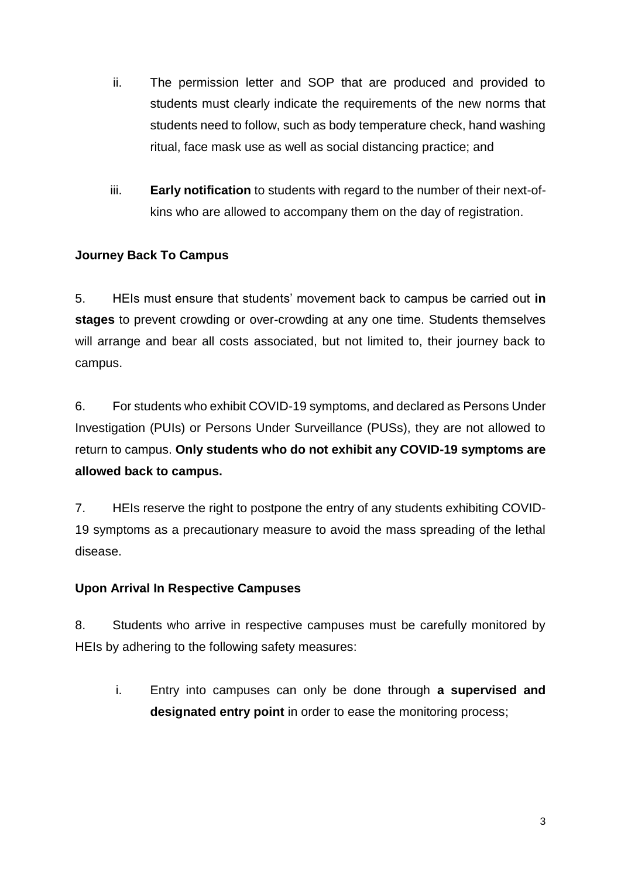ii. The permission letter and SOP that are produced and provided to students must clearly indicate the requirements of the new norms that students need to follow, such as body temperature check, hand washing ritual, face mask use as well as social distancing practice; and

iii. **Early notification** to students with regard to the number of their next-of-kins who are allowed to accompany them on the day of registration.

**Journey Back To Campus**

5. HEIs must ensure that students' movement back to campus be carried out **in stages** to prevent crowding or over-crowding at any one time. Students themselves will arrange and bear all costs associated, but not limited to, their journey back to campus.

6. For students who exhibit COVID-19 symptoms, and declared as Persons Under Investigation (PUIs) or Persons Under Surveillance (PUSs), they are not allowed to return to campus. **Only students who do not exhibit any COVID-19 symptoms are allowed back to campus.**

7. HEIs reserve the right to postpone the entry of any students exhibiting COVID-19 symptoms as a precautionary measure to avoid the mass spreading of the lethal disease.

**Upon Arrival In Respective Campuses**

8. Students who arrive in respective campuses must be carefully monitored by HEIs by adhering to the following safety measures:

i. Entry into campuses can only be done through **a supervised and designated entry point** in order to ease the monitoring process;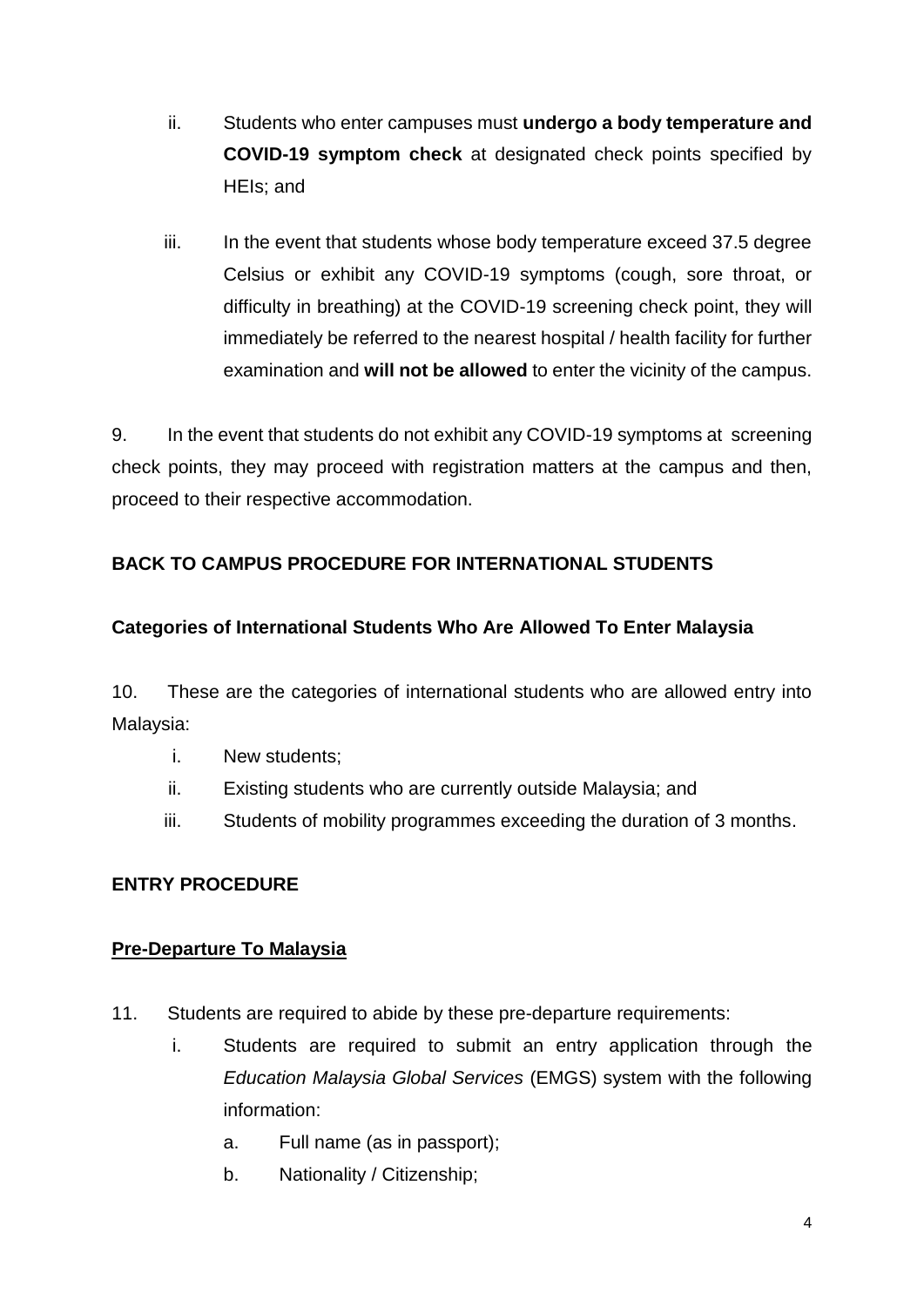ii. Students who enter campuses must **undergo a body temperature and COVID-19 symptom check** at designated check points specified by HEIs; and

iii. In the event that students whose body temperature exceed 37.5 degree Celsius or exhibit any COVID-19 symptoms (cough, sore throat, or difficulty in breathing) at the COVID-19 screening check point, they will immediately be referred to the nearest hospital / health facility for further examination and **will not be allowed** to enter the vicinity of the campus.

9. In the event that students do not exhibit any COVID-19 symptoms at screening check points, they may proceed with registration matters at the campus and then, proceed to their respective accommodation.

## BACK TO CAMPUS PROCEDURE FOR INTERNATIONAL STUDENTS

### Categories of International Students Who Are Allowed To Enter Malaysia

10. These are the categories of international students who are allowed entry into Malaysia:

i. New students;
ii. Existing students who are currently outside Malaysia; and
iii. Students of mobility programmes exceeding the duration of 3 months.

## ENTRY PROCEDURE

### Pre-Departure To Malaysia

11. Students are required to abide by these pre-departure requirements:

i. Students are required to submit an entry application through the *Education Malaysia Global Services* (EMGS) system with the following information:

a. Full name (as in passport);
b. Nationality / Citizenship;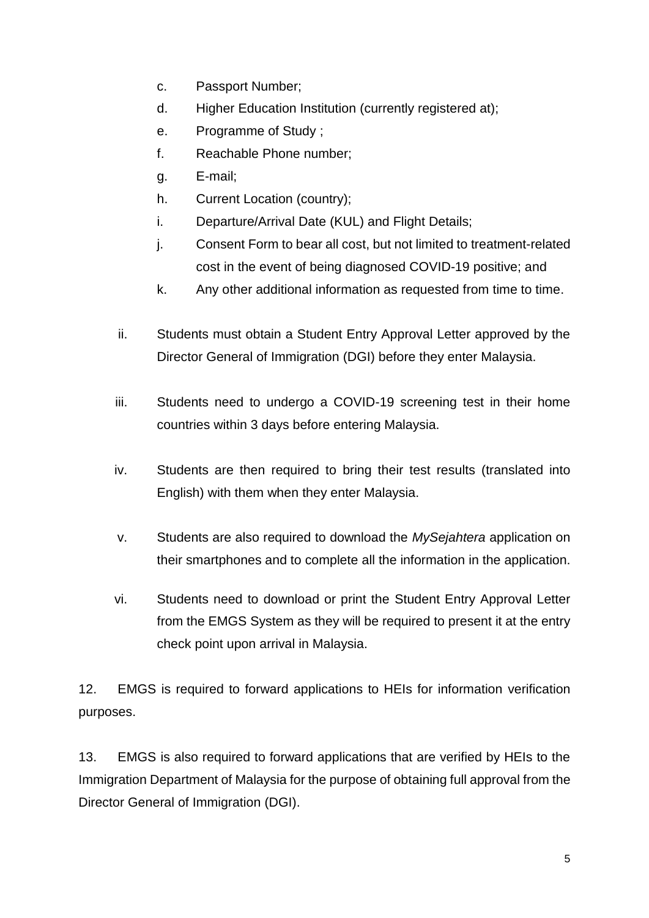c. Passport Number;

d. Higher Education Institution (currently registered at);

e. Programme of Study ;

f. Reachable Phone number;

g. E-mail;

h. Current Location (country);

i. Departure/Arrival Date (KUL) and Flight Details;

j. Consent Form to bear all cost, but not limited to treatment-related cost in the event of being diagnosed COVID-19 positive; and

k. Any other additional information as requested from time to time.

ii. Students must obtain a Student Entry Approval Letter approved by the Director General of Immigration (DGI) before they enter Malaysia.

iii. Students need to undergo a COVID-19 screening test in their home countries within 3 days before entering Malaysia.

iv. Students are then required to bring their test results (translated into English) with them when they enter Malaysia.

v. Students are also required to download the *MySejahtera* application on their smartphones and to complete all the information in the application.

vi. Students need to download or print the Student Entry Approval Letter from the EMGS System as they will be required to present it at the entry check point upon arrival in Malaysia.

12. EMGS is required to forward applications to HEIs for information verification purposes.

13. EMGS is also required to forward applications that are verified by HEIs to the Immigration Department of Malaysia for the purpose of obtaining full approval from the Director General of Immigration (DGI).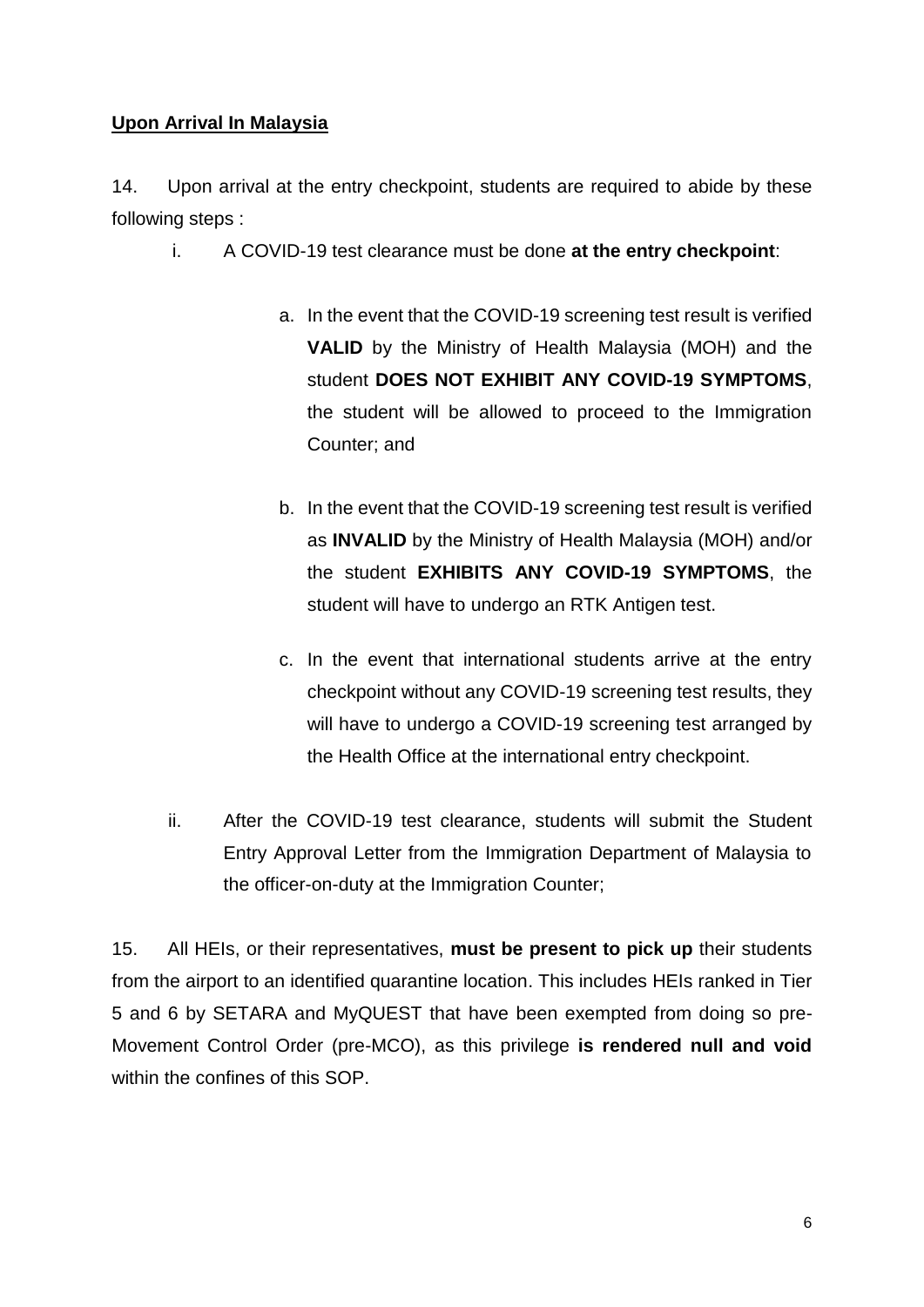**<u>Upon Arrival In Malaysia</u>**

14. Upon arrival at the entry checkpoint, students are required to abide by these following steps :

i. A COVID-19 test clearance must be done **at the entry checkpoint**:

a. In the event that the COVID-19 screening test result is verified **VALID** by the Ministry of Health Malaysia (MOH) and the student **DOES NOT EXHIBIT ANY COVID-19 SYMPTOMS**, the student will be allowed to proceed to the Immigration Counter; and

b. In the event that the COVID-19 screening test result is verified as **INVALID** by the Ministry of Health Malaysia (MOH) and/or the student **EXHIBITS ANY COVID-19 SYMPTOMS**, the student will have to undergo an RTK Antigen test.

c. In the event that international students arrive at the entry checkpoint without any COVID-19 screening test results, they will have to undergo a COVID-19 screening test arranged by the Health Office at the international entry checkpoint.

ii. After the COVID-19 test clearance, students will submit the Student Entry Approval Letter from the Immigration Department of Malaysia to the officer-on-duty at the Immigration Counter;

15. All HEIs, or their representatives, **must be present to pick up** their students from the airport to an identified quarantine location. This includes HEIs ranked in Tier 5 and 6 by SETARA and MyQUEST that have been exempted from doing so pre-Movement Control Order (pre-MCO), as this privilege **is rendered null and void** within the confines of this SOP.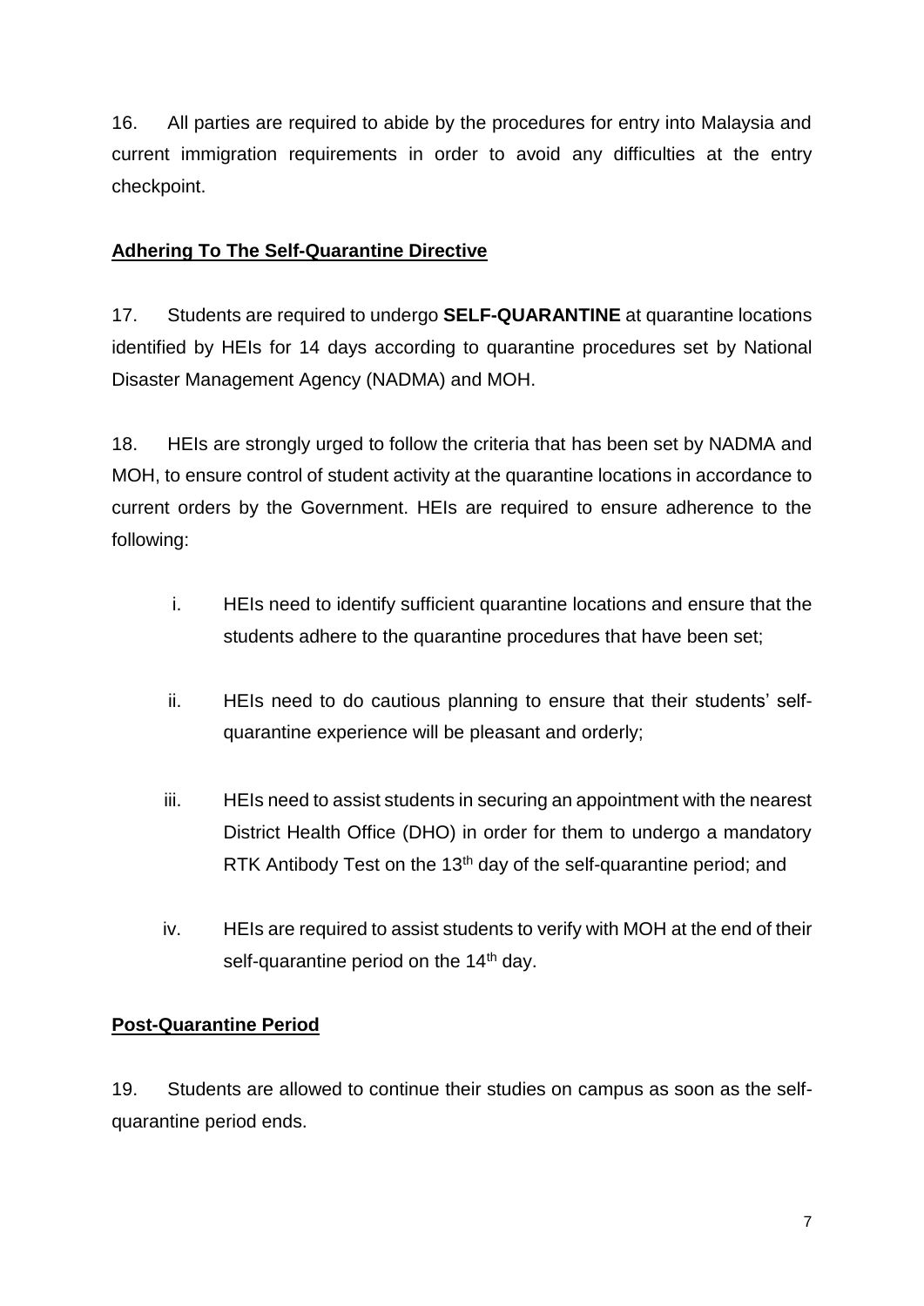16. All parties are required to abide by the procedures for entry into Malaysia and current immigration requirements in order to avoid any difficulties at the entry checkpoint.

**Adhering To The Self-Quarantine Directive**

17. Students are required to undergo **SELF-QUARANTINE** at quarantine locations identified by HEIs for 14 days according to quarantine procedures set by National Disaster Management Agency (NADMA) and MOH.

18. HEIs are strongly urged to follow the criteria that has been set by NADMA and MOH, to ensure control of student activity at the quarantine locations in accordance to current orders by the Government. HEIs are required to ensure adherence to the following:

i. HEIs need to identify sufficient quarantine locations and ensure that the students adhere to the quarantine procedures that have been set;

ii. HEIs need to do cautious planning to ensure that their students' self-quarantine experience will be pleasant and orderly;

iii. HEIs need to assist students in securing an appointment with the nearest District Health Office (DHO) in order for them to undergo a mandatory RTK Antibody Test on the 13th day of the self-quarantine period; and

iv. HEIs are required to assist students to verify with MOH at the end of their self-quarantine period on the 14th day.

**Post-Quarantine Period**

19. Students are allowed to continue their studies on campus as soon as the self-quarantine period ends.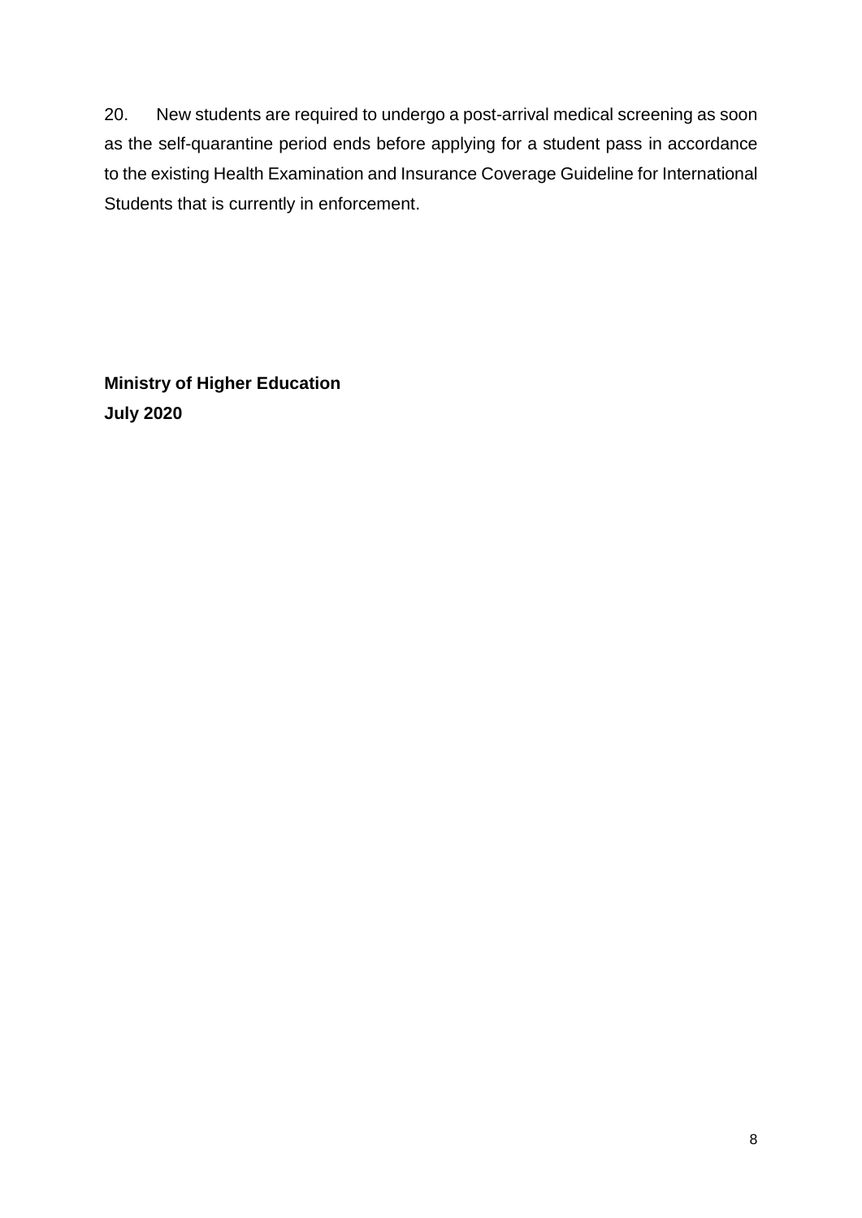20. New students are required to undergo a post-arrival medical screening as soon as the self-quarantine period ends before applying for a student pass in accordance to the existing Health Examination and Insurance Coverage Guideline for International Students that is currently in enforcement.

**Ministry of Higher Education**
**July 2020**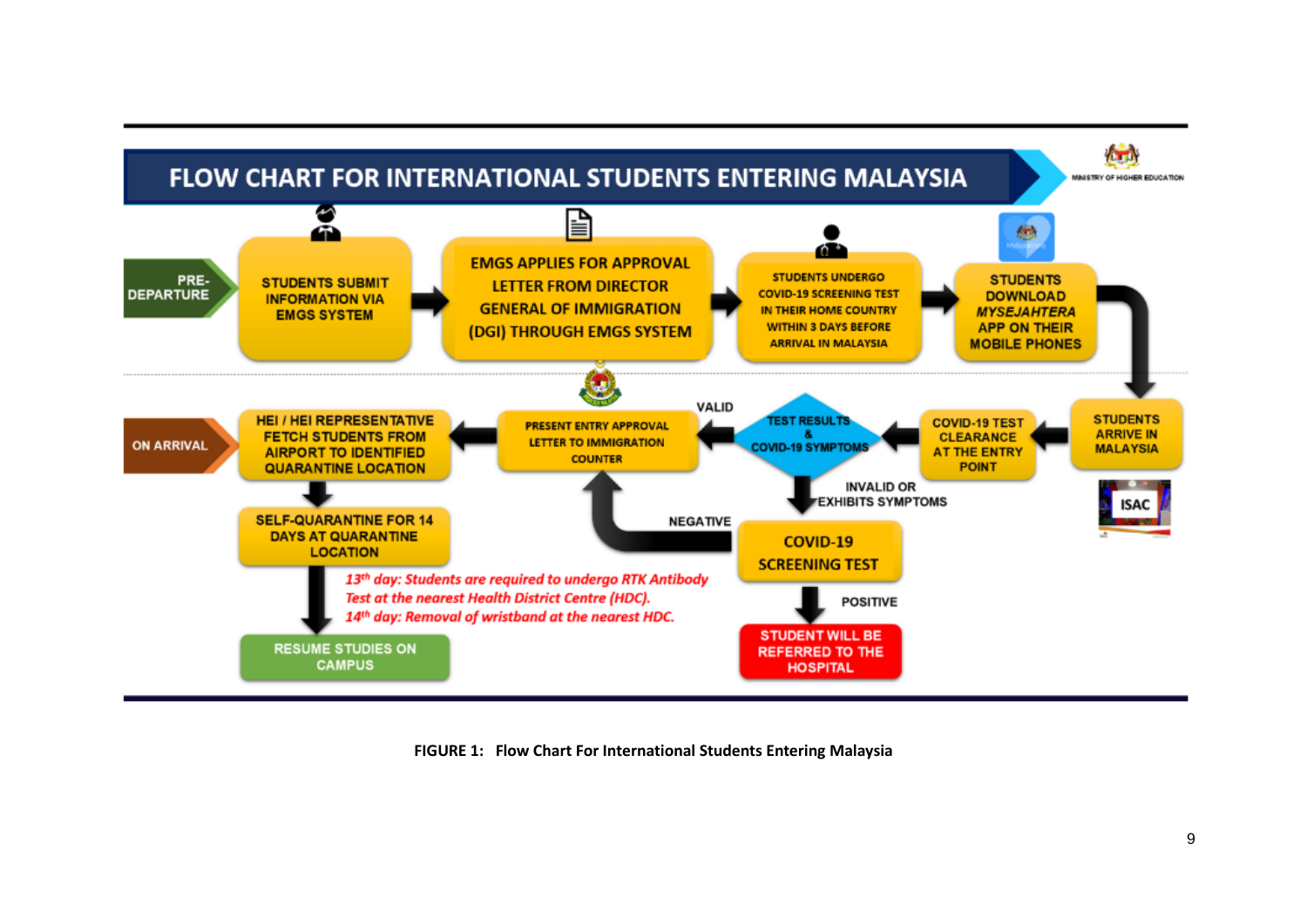# FLOW CHART FOR INTERNATIONAL STUDENTS ENTERING MALAYSIA

MINISTRY OF HIGHER EDUCATION

**PRE-DEPARTURE**

STUDENTS SUBMIT INFORMATION VIA EMGS SYSTEM

EMGS APPLIES FOR APPROVAL LETTER FROM DIRECTOR GENERAL OF IMMIGRATION (DGI) THROUGH EMGS SYSTEM

STUDENTS UNDERGO COVID-19 SCREENING TEST IN THEIR HOME COUNTRY WITHIN 3 DAYS BEFORE ARRIVAL IN MALAYSIA

STUDENTS DOWNLOAD *MYSEJAHTERA* APP ON THEIR MOBILE PHONES

**ON ARRIVAL**

STUDENTS ARRIVE IN MALAYSIA

ISAC

COVID-19 TEST CLEARANCE AT THE ENTRY POINT

TEST RESULTS & COVID-19 SYMPTOMS

VALID

PRESENT ENTRY APPROVAL LETTER TO IMMIGRATION COUNTER

HEI / HEI REPRESENTATIVE FETCH STUDENTS FROM AIRPORT TO IDENTIFIED QUARANTINE LOCATION

SELF-QUARANTINE FOR 14 DAYS AT QUARANTINE LOCATION

*13th day: Students are required to undergo RTK Antibody Test at the nearest Health District Centre (HDC).*
*14th day: Removal of wristband at the nearest HDC.*

RESUME STUDIES ON CAMPUS

INVALID OR EXHIBITS SYMPTOMS

COVID-19 SCREENING TEST

NEGATIVE

POSITIVE

STUDENT WILL BE REFERRED TO THE HOSPITAL

**FIGURE 1: Flow Chart For International Students Entering Malaysia**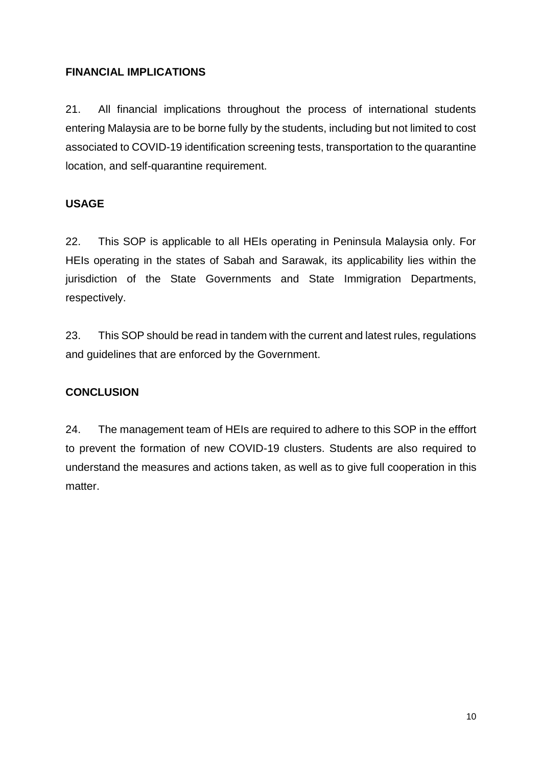## FINANCIAL IMPLICATIONS

21. All financial implications throughout the process of international students entering Malaysia are to be borne fully by the students, including but not limited to cost associated to COVID-19 identification screening tests, transportation to the quarantine location, and self-quarantine requirement.

## USAGE

22. This SOP is applicable to all HEIs operating in Peninsula Malaysia only. For HEIs operating in the states of Sabah and Sarawak, its applicability lies within the jurisdiction of the State Governments and State Immigration Departments, respectively.

23. This SOP should be read in tandem with the current and latest rules, regulations and guidelines that are enforced by the Government.

## CONCLUSION

24. The management team of HEIs are required to adhere to this SOP in the efffort to prevent the formation of new COVID-19 clusters. Students are also required to understand the measures and actions taken, as well as to give full cooperation in this matter.